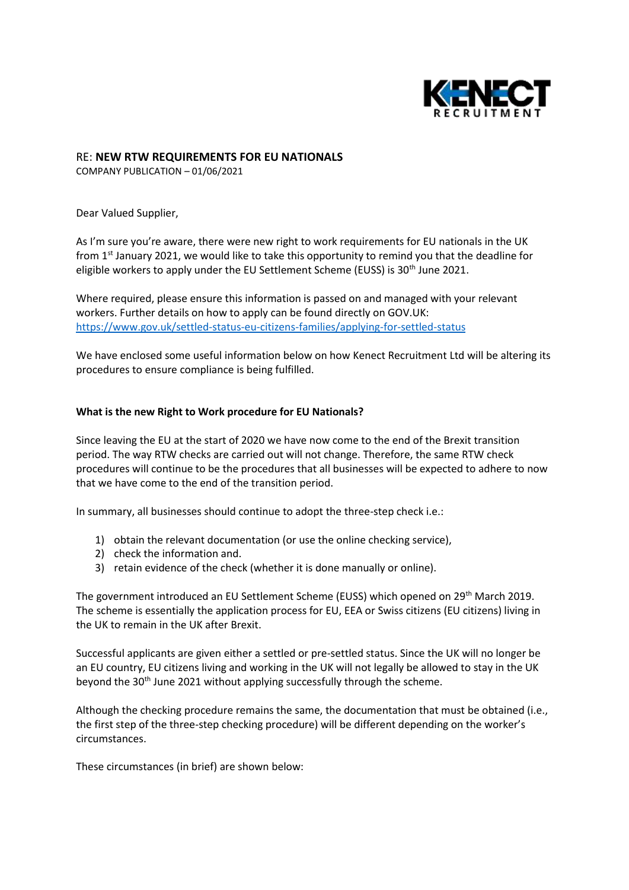RE: **NEW RTW REQUIREMENTS FOR EU NATIONALS**
COMPANY PUBLICATION – 01/06/2021

Dear Valued Supplier,

As I'm sure you're aware, there were new right to work requirements for EU nationals in the UK from 1st January 2021, we would like to take this opportunity to remind you that the deadline for eligible workers to apply under the EU Settlement Scheme (EUSS) is 30th June 2021.

Where required, please ensure this information is passed on and managed with your relevant workers. Further details on how to apply can be found directly on GOV.UK: [https://www.gov.uk/settled-status-eu-citizens-families/applying-for-settled-status](https://www.gov.uk/settled-status-eu-citizens-families/applying-for-settled-status)

We have enclosed some useful information below on how Kenect Recruitment Ltd will be altering its procedures to ensure compliance is being fulfilled.

**What is the new Right to Work procedure for EU Nationals?**

Since leaving the EU at the start of 2020 we have now come to the end of the Brexit transition period. The way RTW checks are carried out will not change. Therefore, the same RTW check procedures will continue to be the procedures that all businesses will be expected to adhere to now that we have come to the end of the transition period.

In summary, all businesses should continue to adopt the three-step check i.e.:

1) obtain the relevant documentation (or use the online checking service),
2) check the information and.
3) retain evidence of the check (whether it is done manually or online).

The government introduced an EU Settlement Scheme (EUSS) which opened on 29th March 2019. The scheme is essentially the application process for EU, EEA or Swiss citizens (EU citizens) living in the UK to remain in the UK after Brexit.

Successful applicants are given either a settled or pre-settled status. Since the UK will no longer be an EU country, EU citizens living and working in the UK will not legally be allowed to stay in the UK beyond the 30th June 2021 without applying successfully through the scheme.

Although the checking procedure remains the same, the documentation that must be obtained (i.e., the first step of the three-step checking procedure) will be different depending on the worker's circumstances.

These circumstances (in brief) are shown below: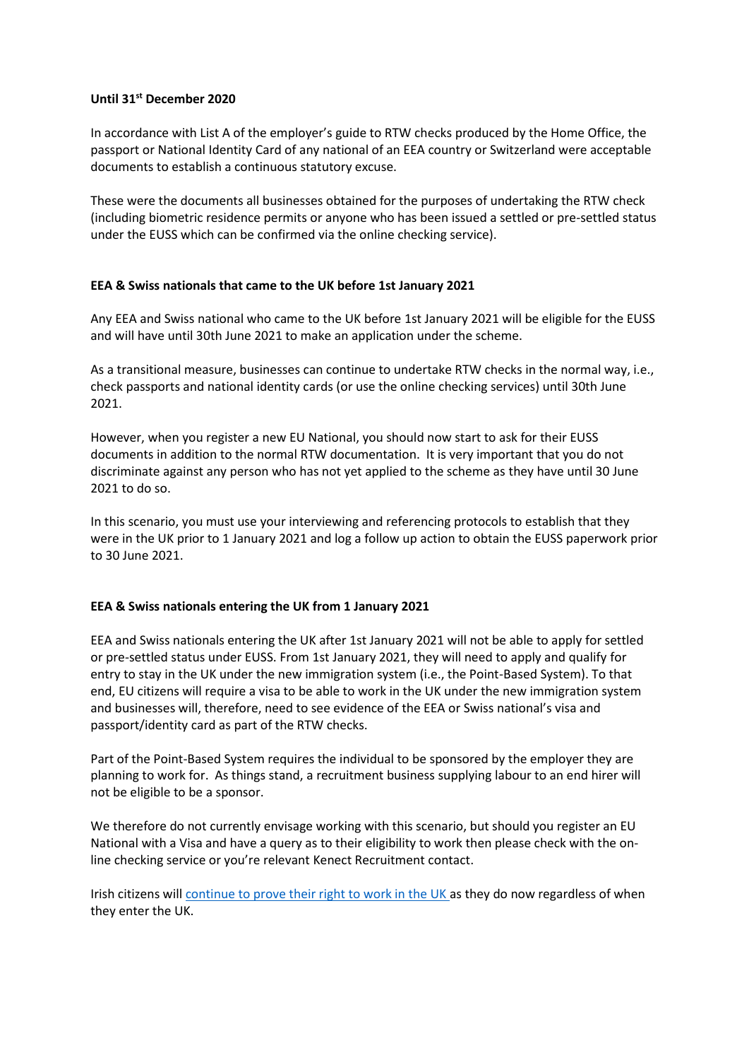**Until 31st December 2020**

In accordance with List A of the employer's guide to RTW checks produced by the Home Office, the passport or National Identity Card of any national of an EEA country or Switzerland were acceptable documents to establish a continuous statutory excuse.

These were the documents all businesses obtained for the purposes of undertaking the RTW check (including biometric residence permits or anyone who has been issued a settled or pre-settled status under the EUSS which can be confirmed via the online checking service).

**EEA & Swiss nationals that came to the UK before 1st January 2021**

Any EEA and Swiss national who came to the UK before 1st January 2021 will be eligible for the EUSS and will have until 30th June 2021 to make an application under the scheme.

As a transitional measure, businesses can continue to undertake RTW checks in the normal way, i.e., check passports and national identity cards (or use the online checking services) until 30th June 2021.

However, when you register a new EU National, you should now start to ask for their EUSS documents in addition to the normal RTW documentation. It is very important that you do not discriminate against any person who has not yet applied to the scheme as they have until 30 June 2021 to do so.

In this scenario, you must use your interviewing and referencing protocols to establish that they were in the UK prior to 1 January 2021 and log a follow up action to obtain the EUSS paperwork prior to 30 June 2021.

**EEA & Swiss nationals entering the UK from 1 January 2021**

EEA and Swiss nationals entering the UK after 1st January 2021 will not be able to apply for settled or pre-settled status under EUSS. From 1st January 2021, they will need to apply and qualify for entry to stay in the UK under the new immigration system (i.e., the Point-Based System). To that end, EU citizens will require a visa to be able to work in the UK under the new immigration system and businesses will, therefore, need to see evidence of the EEA or Swiss national's visa and passport/identity card as part of the RTW checks.

Part of the Point-Based System requires the individual to be sponsored by the employer they are planning to work for. As things stand, a recruitment business supplying labour to an end hirer will not be eligible to be a sponsor.

We therefore do not currently envisage working with this scenario, but should you register an EU National with a Visa and have a query as to their eligibility to work then please check with the on-line checking service or you're relevant Kenect Recruitment contact.

Irish citizens will continue to prove their right to work in the UK as they do now regardless of when they enter the UK.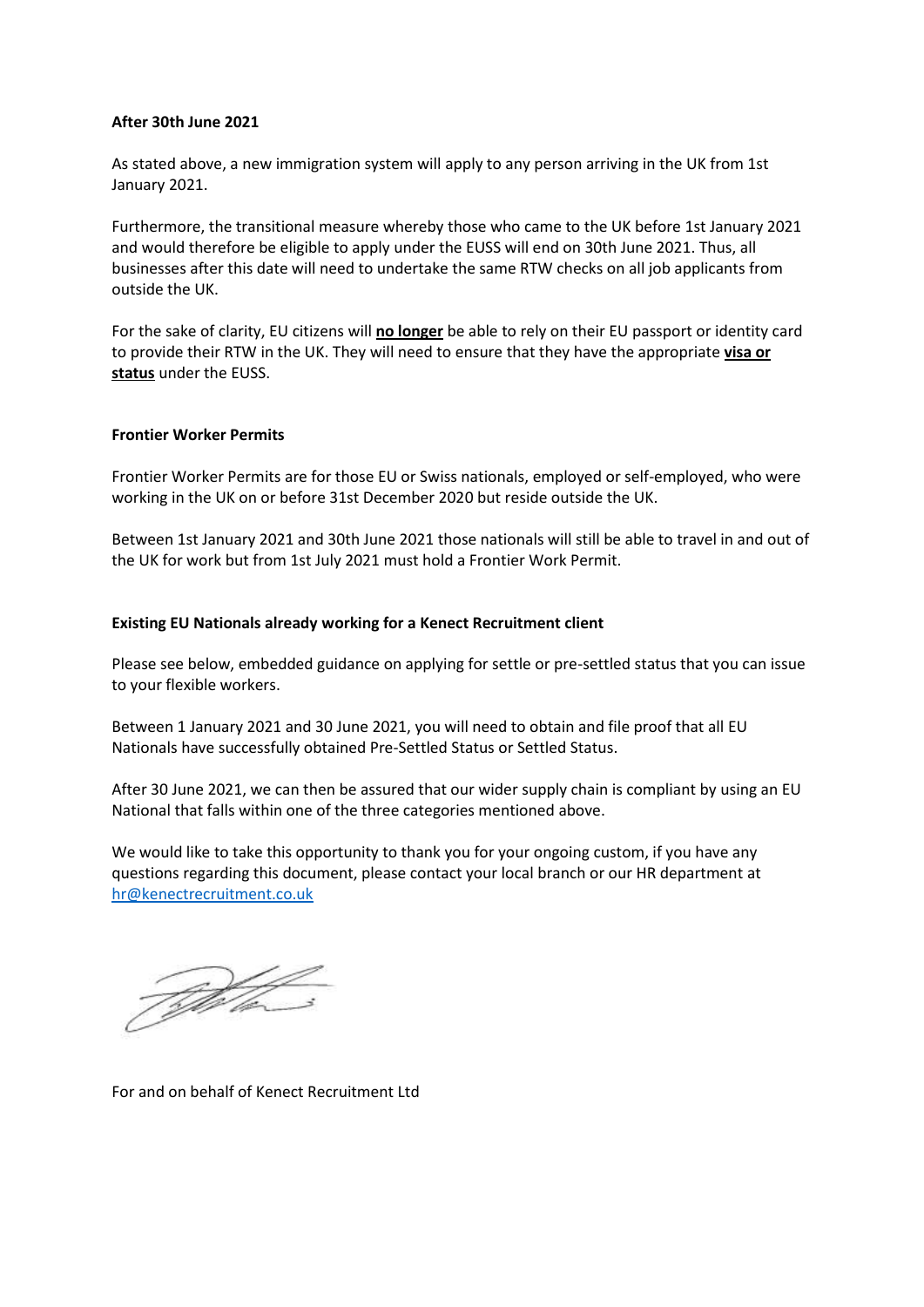**After 30th June 2021**

As stated above, a new immigration system will apply to any person arriving in the UK from 1st January 2021.

Furthermore, the transitional measure whereby those who came to the UK before 1st January 2021 and would therefore be eligible to apply under the EUSS will end on 30th June 2021. Thus, all businesses after this date will need to undertake the same RTW checks on all job applicants from outside the UK.

For the sake of clarity, EU citizens will **no longer** be able to rely on their EU passport or identity card to provide their RTW in the UK. They will need to ensure that they have the appropriate **visa or status** under the EUSS.

**Frontier Worker Permits**

Frontier Worker Permits are for those EU or Swiss nationals, employed or self-employed, who were working in the UK on or before 31st December 2020 but reside outside the UK.

Between 1st January 2021 and 30th June 2021 those nationals will still be able to travel in and out of the UK for work but from 1st July 2021 must hold a Frontier Work Permit.

**Existing EU Nationals already working for a Kenect Recruitment client**

Please see below, embedded guidance on applying for settle or pre-settled status that you can issue to your flexible workers.

Between 1 January 2021 and 30 June 2021, you will need to obtain and file proof that all EU Nationals have successfully obtained Pre-Settled Status or Settled Status.

After 30 June 2021, we can then be assured that our wider supply chain is compliant by using an EU National that falls within one of the three categories mentioned above.

We would like to take this opportunity to thank you for your ongoing custom, if you have any questions regarding this document, please contact your local branch or our HR department at hr@kenectrecruitment.co.uk

For and on behalf of Kenect Recruitment Ltd